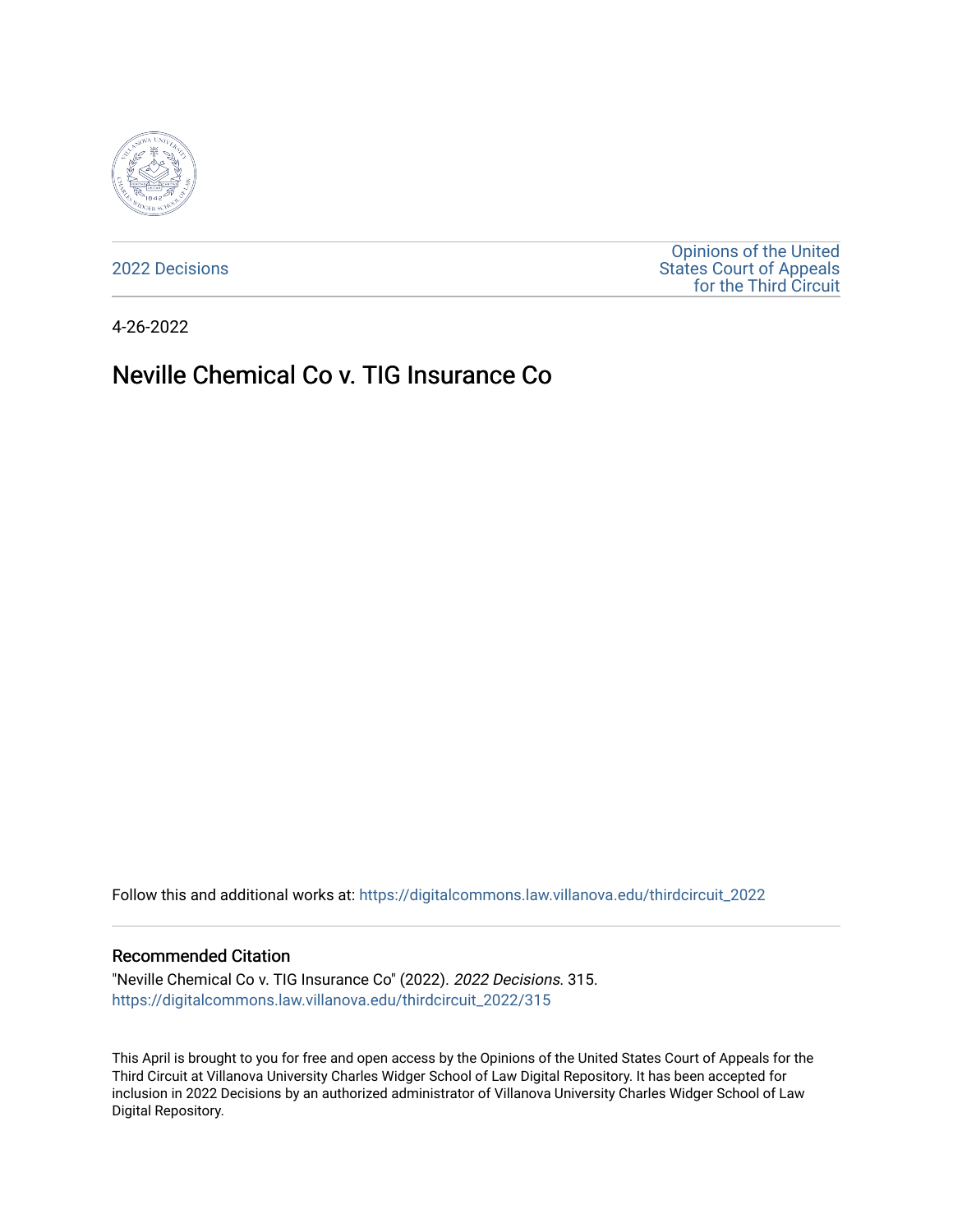2022 Decisions

Opinions of the United States Court of Appeals for the Third Circuit

4-26-2022

# Neville Chemical Co v. TIG Insurance Co

Follow this and additional works at: https://digitalcommons.law.villanova.edu/thirdcircuit_2022

## Recommended Citation

"Neville Chemical Co v. TIG Insurance Co" (2022). *2022 Decisions*. 315.
https://digitalcommons.law.villanova.edu/thirdcircuit_2022/315

This April is brought to you for free and open access by the Opinions of the United States Court of Appeals for the Third Circuit at Villanova University Charles Widger School of Law Digital Repository. It has been accepted for inclusion in 2022 Decisions by an authorized administrator of Villanova University Charles Widger School of Law Digital Repository.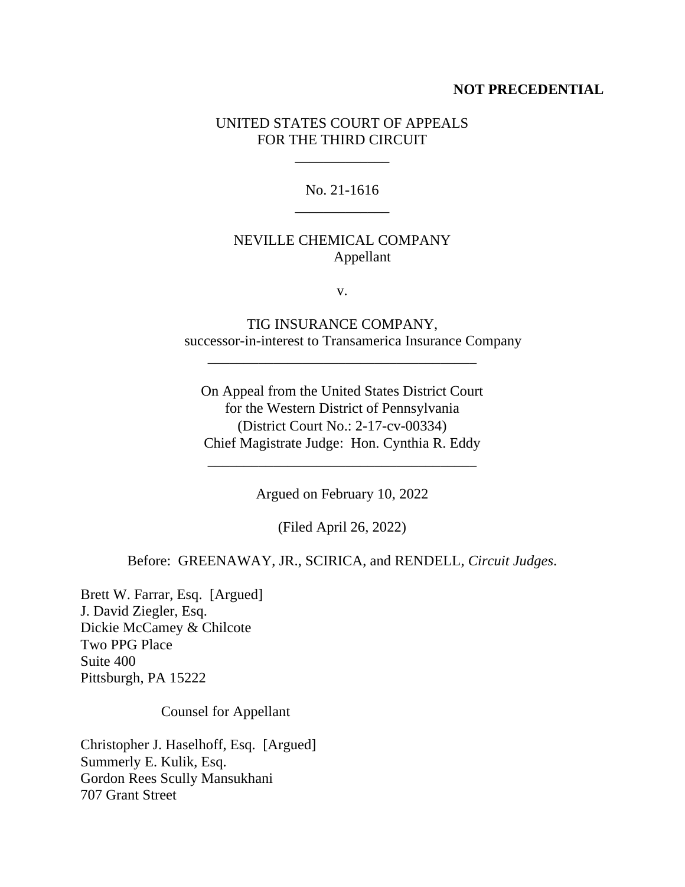**NOT PRECEDENTIAL**

UNITED STATES COURT OF APPEALS
FOR THE THIRD CIRCUIT

\_\_\_\_\_\_\_\_\_\_\_\_\_

No. 21-1616

\_\_\_\_\_\_\_\_\_\_\_\_\_

NEVILLE CHEMICAL COMPANY
Appellant

v.

TIG INSURANCE COMPANY,
successor-in-interest to Transamerica Insurance Company

\_\_\_\_\_\_\_\_\_\_\_\_\_\_\_\_\_\_\_\_\_\_\_\_\_\_\_\_\_\_\_\_\_\_\_\_\_\_

On Appeal from the United States District Court
for the Western District of Pennsylvania
(District Court No.: 2-17-cv-00334)
Chief Magistrate Judge: Hon. Cynthia R. Eddy

\_\_\_\_\_\_\_\_\_\_\_\_\_\_\_\_\_\_\_\_\_\_\_\_\_\_\_\_\_\_\_\_\_\_\_\_\_\_

Argued on February 10, 2022

(Filed April 26, 2022)

Before: GREENAWAY, JR., SCIRICA, and RENDELL, *Circuit Judges*.

Brett W. Farrar, Esq. [Argued]
J. David Ziegler, Esq.
Dickie McCamey & Chilcote
Two PPG Place
Suite 400
Pittsburgh, PA 15222

Counsel for Appellant

Christopher J. Haselhoff, Esq. [Argued]
Summerly E. Kulik, Esq.
Gordon Rees Scully Mansukhani
707 Grant Street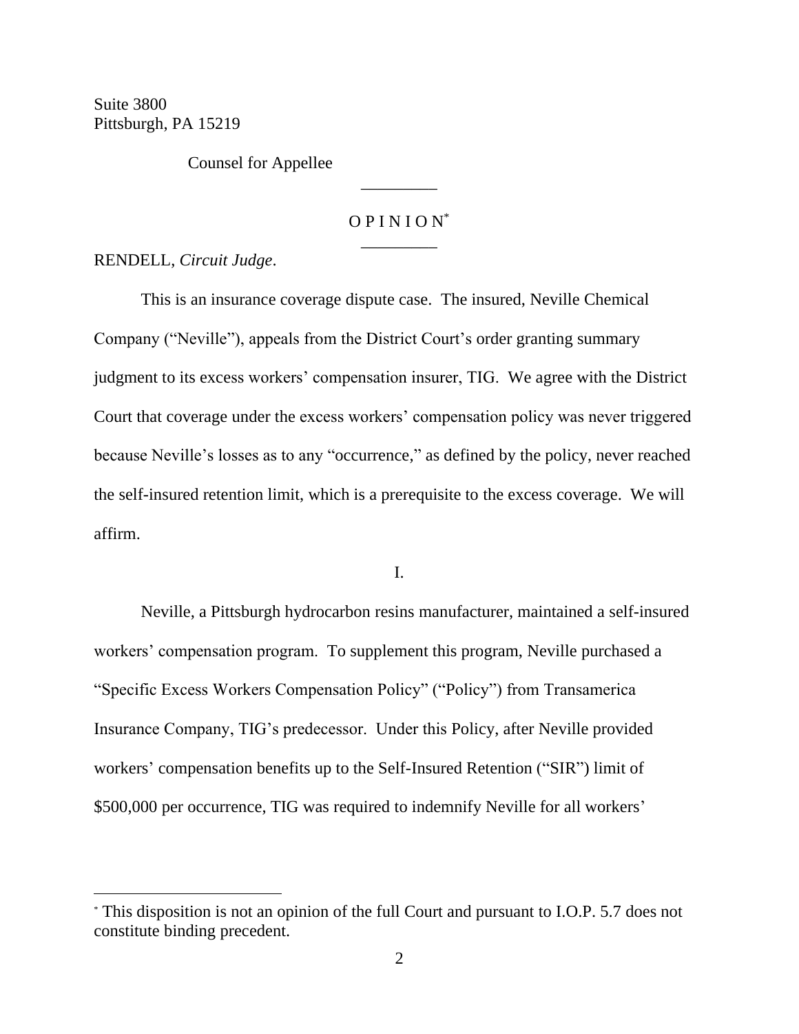Suite 3800
Pittsburgh, PA 15219

Counsel for Appellee

---

O P I N I O N[*]

---

RENDELL, *Circuit Judge*.

This is an insurance coverage dispute case. The insured, Neville Chemical Company ("Neville"), appeals from the District Court's order granting summary judgment to its excess workers' compensation insurer, TIG. We agree with the District Court that coverage under the excess workers' compensation policy was never triggered because Neville's losses as to any "occurrence," as defined by the policy, never reached the self-insured retention limit, which is a prerequisite to the excess coverage. We will affirm.

I.

Neville, a Pittsburgh hydrocarbon resins manufacturer, maintained a self-insured workers' compensation program. To supplement this program, Neville purchased a "Specific Excess Workers Compensation Policy" ("Policy") from Transamerica Insurance Company, TIG's predecessor. Under this Policy, after Neville provided workers' compensation benefits up to the Self-Insured Retention ("SIR") limit of $500,000 per occurrence, TIG was required to indemnify Neville for all workers'

---

[*] This disposition is not an opinion of the full Court and pursuant to I.O.P. 5.7 does not constitute binding precedent.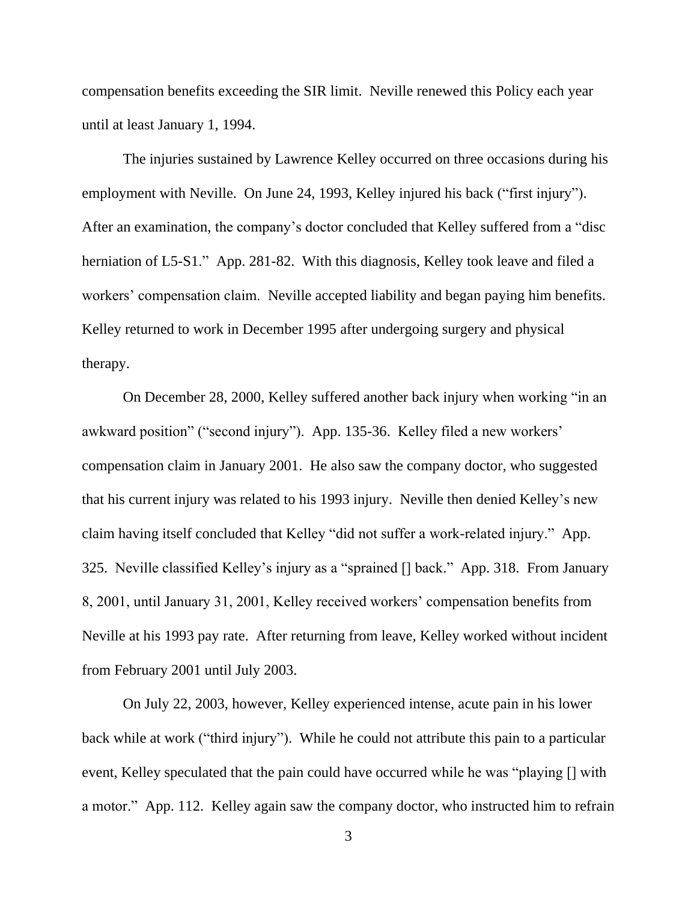compensation benefits exceeding the SIR limit. Neville renewed this Policy each year until at least January 1, 1994.

The injuries sustained by Lawrence Kelley occurred on three occasions during his employment with Neville. On June 24, 1993, Kelley injured his back ("first injury"). After an examination, the company's doctor concluded that Kelley suffered from a "disc herniation of L5-S1." App. 281-82. With this diagnosis, Kelley took leave and filed a workers' compensation claim. Neville accepted liability and began paying him benefits. Kelley returned to work in December 1995 after undergoing surgery and physical therapy.

On December 28, 2000, Kelley suffered another back injury when working "in an awkward position" ("second injury"). App. 135-36. Kelley filed a new workers' compensation claim in January 2001. He also saw the company doctor, who suggested that his current injury was related to his 1993 injury. Neville then denied Kelley's new claim having itself concluded that Kelley "did not suffer a work-related injury." App. 325. Neville classified Kelley's injury as a "sprained [] back." App. 318. From January 8, 2001, until January 31, 2001, Kelley received workers' compensation benefits from Neville at his 1993 pay rate. After returning from leave, Kelley worked without incident from February 2001 until July 2003.

On July 22, 2003, however, Kelley experienced intense, acute pain in his lower back while at work ("third injury"). While he could not attribute this pain to a particular event, Kelley speculated that the pain could have occurred while he was "playing [] with a motor." App. 112. Kelley again saw the company doctor, who instructed him to refrain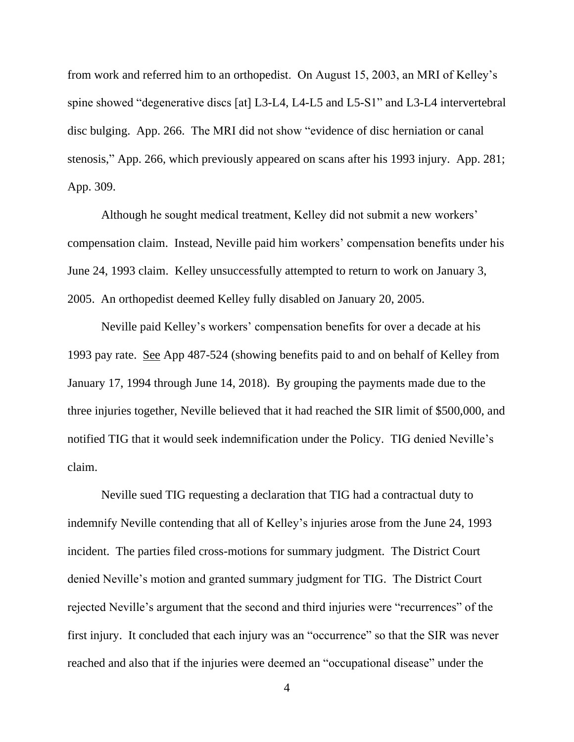from work and referred him to an orthopedist. On August 15, 2003, an MRI of Kelley's spine showed "degenerative discs [at] L3-L4, L4-L5 and L5-S1" and L3-L4 intervertebral disc bulging. App. 266. The MRI did not show "evidence of disc herniation or canal stenosis," App. 266, which previously appeared on scans after his 1993 injury. App. 281; App. 309.

Although he sought medical treatment, Kelley did not submit a new workers' compensation claim. Instead, Neville paid him workers' compensation benefits under his June 24, 1993 claim. Kelley unsuccessfully attempted to return to work on January 3, 2005. An orthopedist deemed Kelley fully disabled on January 20, 2005.

Neville paid Kelley's workers' compensation benefits for over a decade at his 1993 pay rate. See App 487-524 (showing benefits paid to and on behalf of Kelley from January 17, 1994 through June 14, 2018). By grouping the payments made due to the three injuries together, Neville believed that it had reached the SIR limit of $500,000, and notified TIG that it would seek indemnification under the Policy. TIG denied Neville's claim.

Neville sued TIG requesting a declaration that TIG had a contractual duty to indemnify Neville contending that all of Kelley's injuries arose from the June 24, 1993 incident. The parties filed cross-motions for summary judgment. The District Court denied Neville's motion and granted summary judgment for TIG. The District Court rejected Neville's argument that the second and third injuries were "recurrences" of the first injury. It concluded that each injury was an "occurrence" so that the SIR was never reached and also that if the injuries were deemed an "occupational disease" under the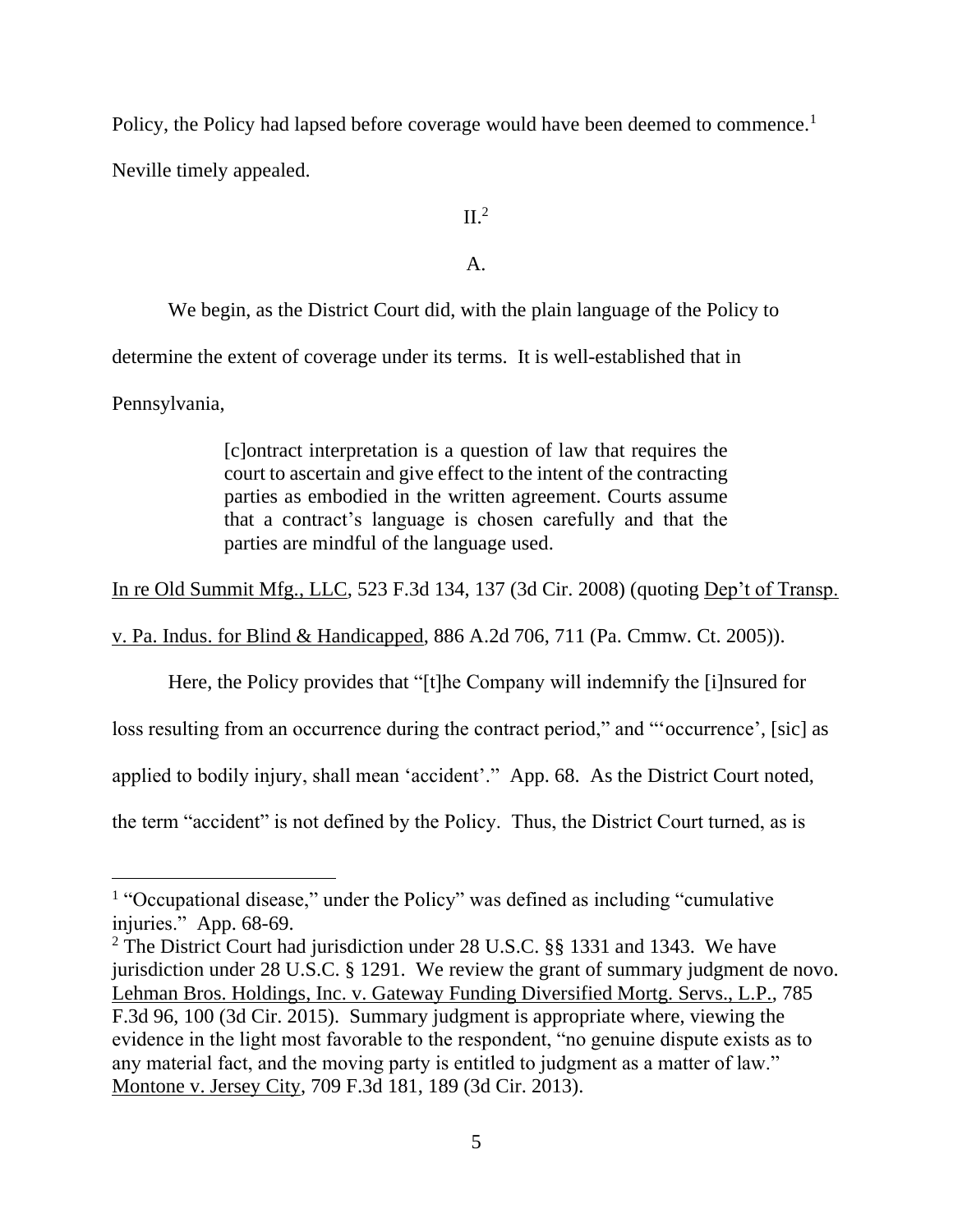Policy, the Policy had lapsed before coverage would have been deemed to commence.[1] Neville timely appealed.

II.[2]

A.

We begin, as the District Court did, with the plain language of the Policy to determine the extent of coverage under its terms. It is well-established that in Pennsylvania,

> [c]ontract interpretation is a question of law that requires the court to ascertain and give effect to the intent of the contracting parties as embodied in the written agreement. Courts assume that a contract's language is chosen carefully and that the parties are mindful of the language used.

In re Old Summit Mfg., LLC, 523 F.3d 134, 137 (3d Cir. 2008) (quoting Dep't of Transp. v. Pa. Indus. for Blind & Handicapped, 886 A.2d 706, 711 (Pa. Cmmw. Ct. 2005)).

Here, the Policy provides that "[t]he Company will indemnify the [i]nsured for loss resulting from an occurrence during the contract period," and "'occurrence', [sic] as applied to bodily injury, shall mean 'accident'." App. 68. As the District Court noted, the term "accident" is not defined by the Policy. Thus, the District Court turned, as is

---

[1] "Occupational disease," under the Policy" was defined as including "cumulative injuries." App. 68-69.

[2] The District Court had jurisdiction under 28 U.S.C. §§ 1331 and 1343. We have jurisdiction under 28 U.S.C. § 1291. We review the grant of summary judgment de novo. Lehman Bros. Holdings, Inc. v. Gateway Funding Diversified Mortg. Servs., L.P., 785 F.3d 96, 100 (3d Cir. 2015). Summary judgment is appropriate where, viewing the evidence in the light most favorable to the respondent, "no genuine dispute exists as to any material fact, and the moving party is entitled to judgment as a matter of law." Montone v. Jersey City, 709 F.3d 181, 189 (3d Cir. 2013).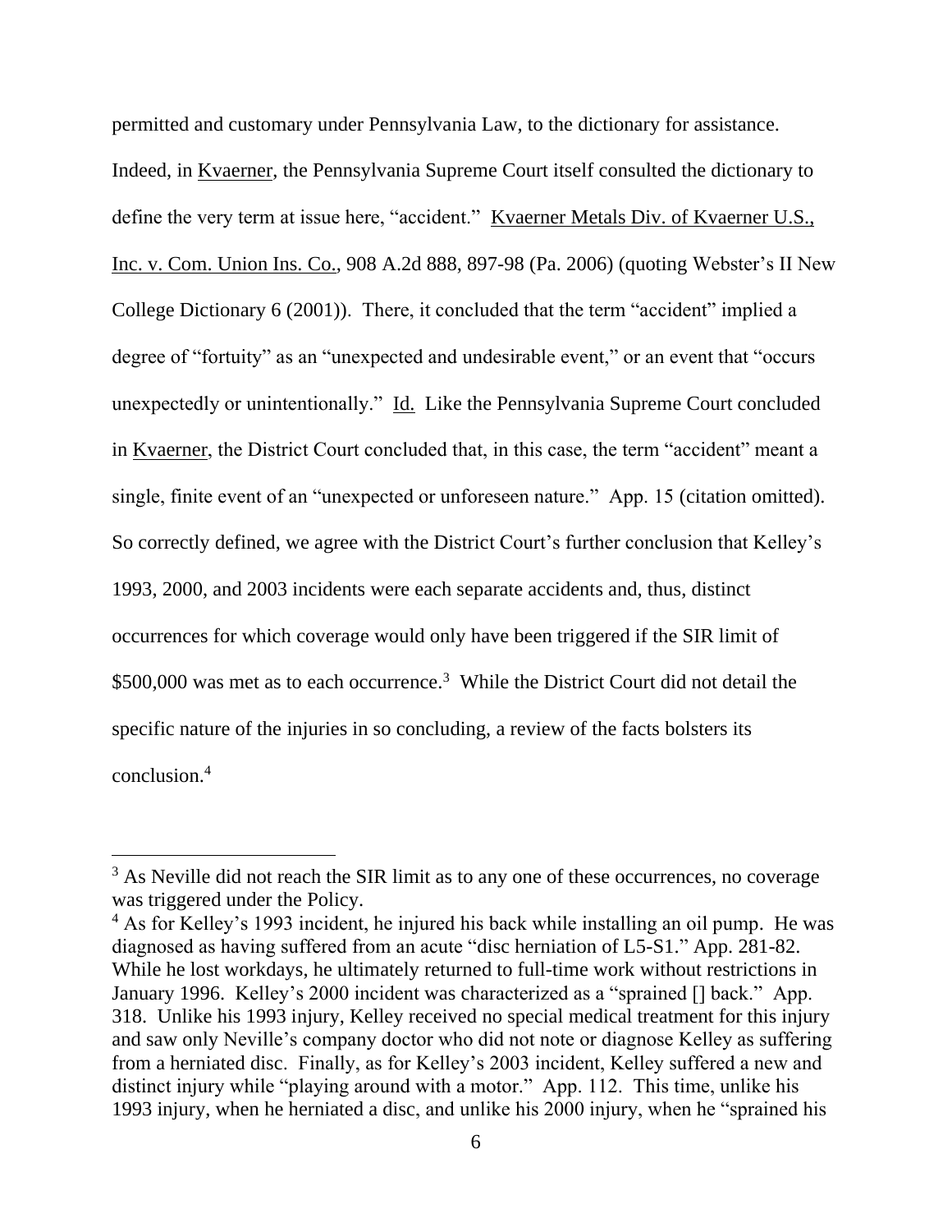permitted and customary under Pennsylvania Law, to the dictionary for assistance. Indeed, in Kvaerner, the Pennsylvania Supreme Court itself consulted the dictionary to define the very term at issue here, "accident." Kvaerner Metals Div. of Kvaerner U.S., Inc. v. Com. Union Ins. Co., 908 A.2d 888, 897-98 (Pa. 2006) (quoting Webster's II New College Dictionary 6 (2001)). There, it concluded that the term "accident" implied a degree of "fortuity" as an "unexpected and undesirable event," or an event that "occurs unexpectedly or unintentionally." Id. Like the Pennsylvania Supreme Court concluded in Kvaerner, the District Court concluded that, in this case, the term "accident" meant a single, finite event of an "unexpected or unforeseen nature." App. 15 (citation omitted). So correctly defined, we agree with the District Court's further conclusion that Kelley's 1993, 2000, and 2003 incidents were each separate accidents and, thus, distinct occurrences for which coverage would only have been triggered if the SIR limit of $500,000 was met as to each occurrence.[3] While the District Court did not detail the specific nature of the injuries in so concluding, a review of the facts bolsters its conclusion.[4]

---

[3] As Neville did not reach the SIR limit as to any one of these occurrences, no coverage was triggered under the Policy.

[4] As for Kelley's 1993 incident, he injured his back while installing an oil pump. He was diagnosed as having suffered from an acute "disc herniation of L5-S1." App. 281-82. While he lost workdays, he ultimately returned to full-time work without restrictions in January 1996. Kelley's 2000 incident was characterized as a "sprained [] back." App. 318. Unlike his 1993 injury, Kelley received no special medical treatment for this injury and saw only Neville's company doctor who did not note or diagnose Kelley as suffering from a herniated disc. Finally, as for Kelley's 2003 incident, Kelley suffered a new and distinct injury while "playing around with a motor." App. 112. This time, unlike his 1993 injury, when he herniated a disc, and unlike his 2000 injury, when he "sprained his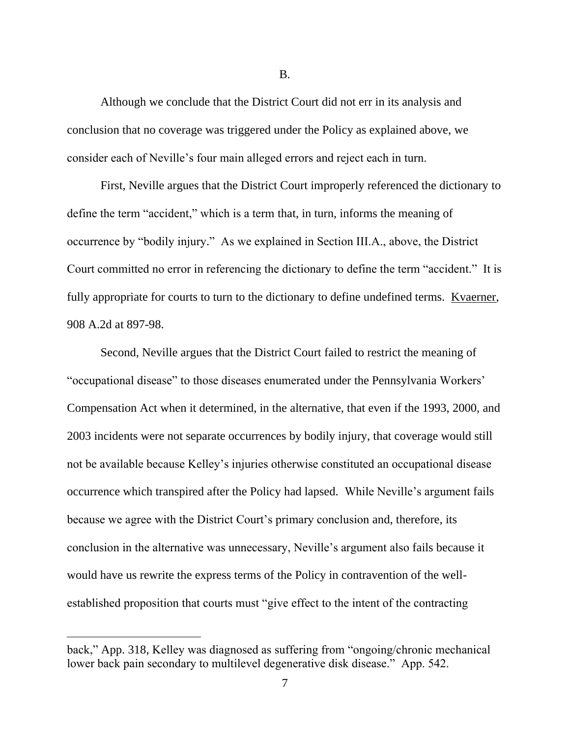B.

Although we conclude that the District Court did not err in its analysis and conclusion that no coverage was triggered under the Policy as explained above, we consider each of Neville's four main alleged errors and reject each in turn.

First, Neville argues that the District Court improperly referenced the dictionary to define the term "accident," which is a term that, in turn, informs the meaning of occurrence by "bodily injury." As we explained in Section III.A., above, the District Court committed no error in referencing the dictionary to define the term "accident." It is fully appropriate for courts to turn to the dictionary to define undefined terms. Kvaerner, 908 A.2d at 897-98.

Second, Neville argues that the District Court failed to restrict the meaning of "occupational disease" to those diseases enumerated under the Pennsylvania Workers' Compensation Act when it determined, in the alternative, that even if the 1993, 2000, and 2003 incidents were not separate occurrences by bodily injury, that coverage would still not be available because Kelley's injuries otherwise constituted an occupational disease occurrence which transpired after the Policy had lapsed. While Neville's argument fails because we agree with the District Court's primary conclusion and, therefore, its conclusion in the alternative was unnecessary, Neville's argument also fails because it would have us rewrite the express terms of the Policy in contravention of the well-established proposition that courts must "give effect to the intent of the contracting

---

back," App. 318, Kelley was diagnosed as suffering from "ongoing/chronic mechanical lower back pain secondary to multilevel degenerative disk disease." App. 542.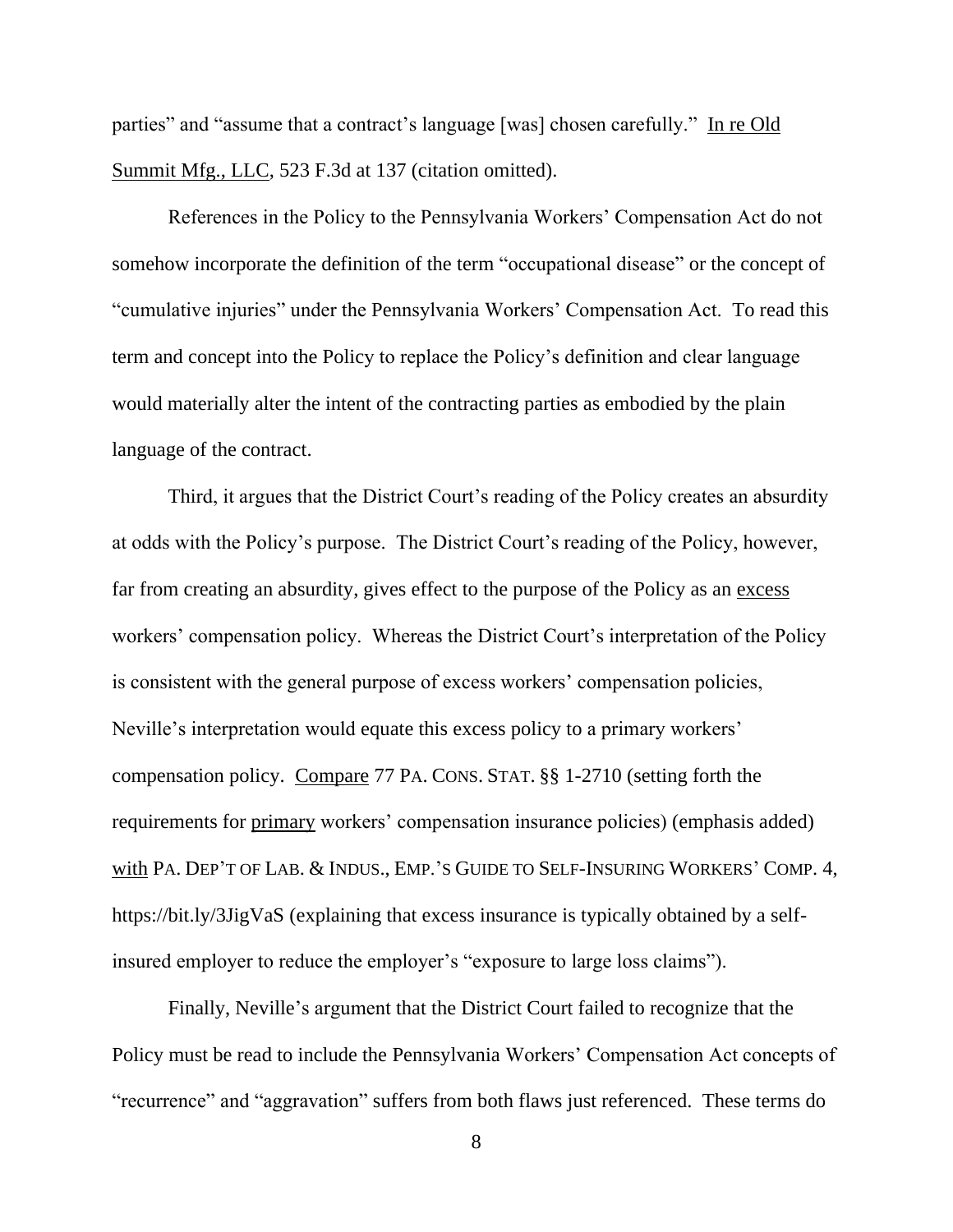parties" and "assume that a contract's language [was] chosen carefully." In re Old Summit Mfg., LLC, 523 F.3d at 137 (citation omitted).

References in the Policy to the Pennsylvania Workers' Compensation Act do not somehow incorporate the definition of the term "occupational disease" or the concept of "cumulative injuries" under the Pennsylvania Workers' Compensation Act. To read this term and concept into the Policy to replace the Policy's definition and clear language would materially alter the intent of the contracting parties as embodied by the plain language of the contract.

Third, it argues that the District Court's reading of the Policy creates an absurdity at odds with the Policy's purpose. The District Court's reading of the Policy, however, far from creating an absurdity, gives effect to the purpose of the Policy as an excess workers' compensation policy. Whereas the District Court's interpretation of the Policy is consistent with the general purpose of excess workers' compensation policies, Neville's interpretation would equate this excess policy to a primary workers' compensation policy. Compare 77 PA. CONS. STAT. §§ 1-2710 (setting forth the requirements for primary workers' compensation insurance policies) (emphasis added) with PA. DEP'T OF LAB. & INDUS., EMP.'S GUIDE TO SELF-INSURING WORKERS' COMP. 4, https://bit.ly/3JigVaS (explaining that excess insurance is typically obtained by a self-insured employer to reduce the employer's "exposure to large loss claims").

Finally, Neville's argument that the District Court failed to recognize that the Policy must be read to include the Pennsylvania Workers' Compensation Act concepts of "recurrence" and "aggravation" suffers from both flaws just referenced. These terms do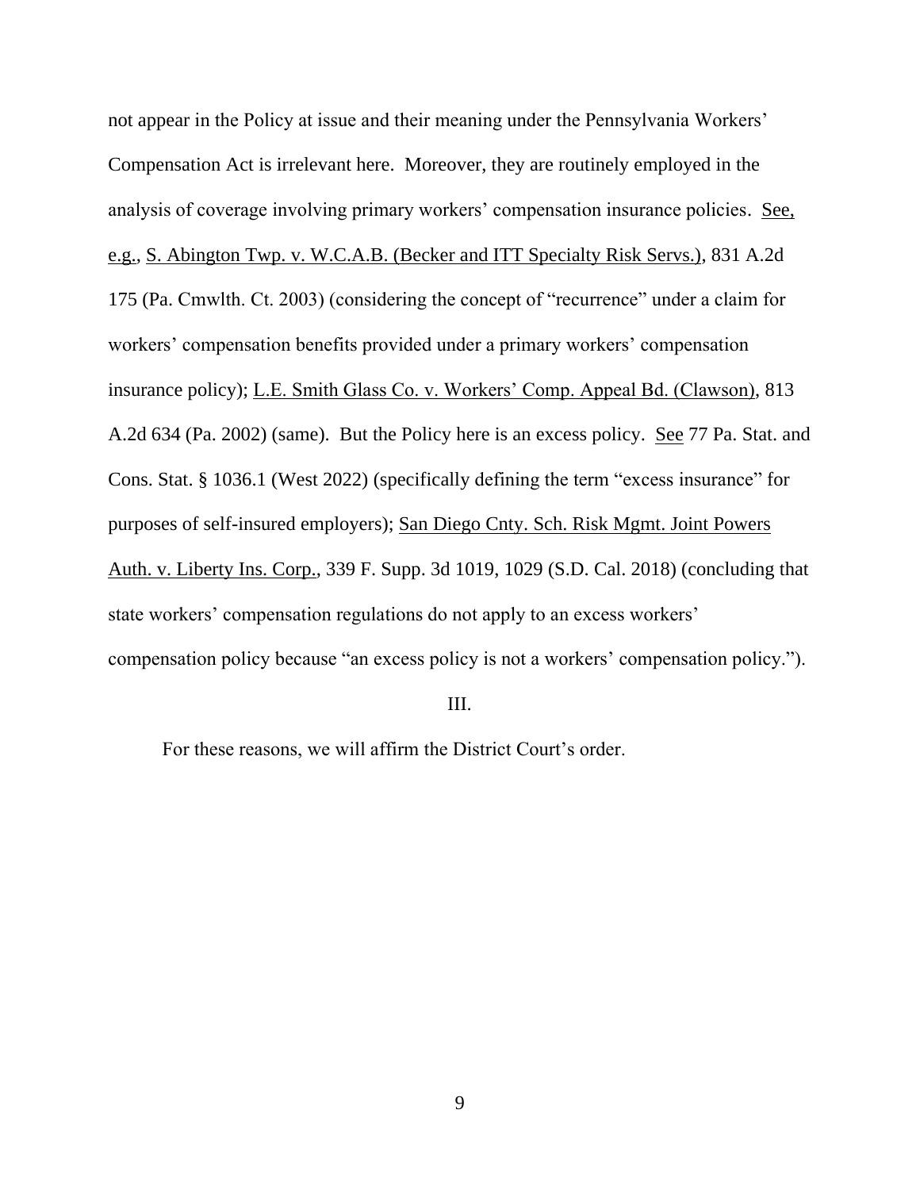not appear in the Policy at issue and their meaning under the Pennsylvania Workers' Compensation Act is irrelevant here. Moreover, they are routinely employed in the analysis of coverage involving primary workers' compensation insurance policies. See, e.g., S. Abington Twp. v. W.C.A.B. (Becker and ITT Specialty Risk Servs.), 831 A.2d 175 (Pa. Cmwlth. Ct. 2003) (considering the concept of "recurrence" under a claim for workers' compensation benefits provided under a primary workers' compensation insurance policy); L.E. Smith Glass Co. v. Workers' Comp. Appeal Bd. (Clawson), 813 A.2d 634 (Pa. 2002) (same). But the Policy here is an excess policy. See 77 Pa. Stat. and Cons. Stat. § 1036.1 (West 2022) (specifically defining the term "excess insurance" for purposes of self-insured employers); San Diego Cnty. Sch. Risk Mgmt. Joint Powers Auth. v. Liberty Ins. Corp., 339 F. Supp. 3d 1019, 1029 (S.D. Cal. 2018) (concluding that state workers' compensation regulations do not apply to an excess workers' compensation policy because "an excess policy is not a workers' compensation policy.").

III.

For these reasons, we will affirm the District Court's order.